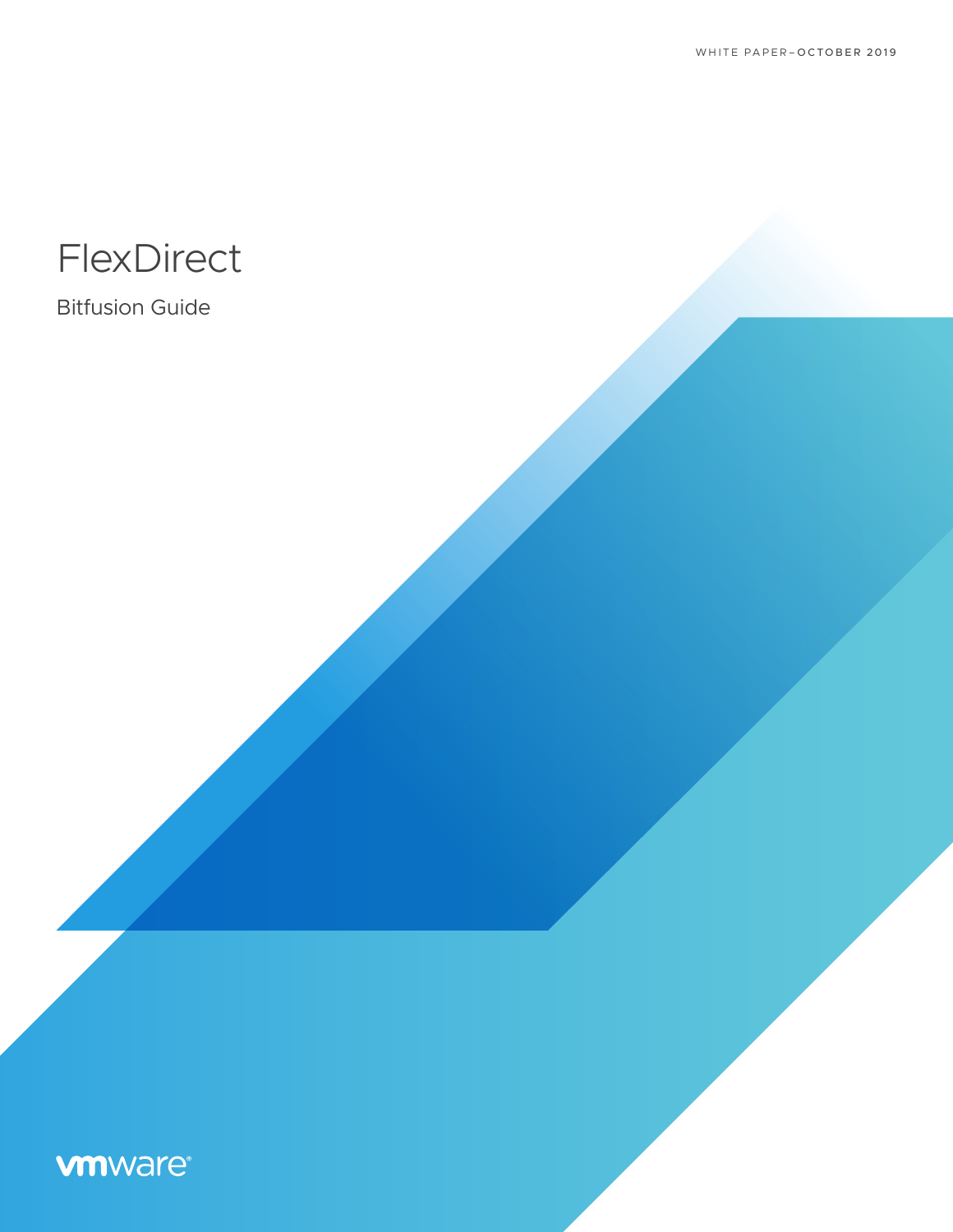WHITE PAPER–OCTOBER 2019

# FlexDirect

## Bitfusion Guide

vmware®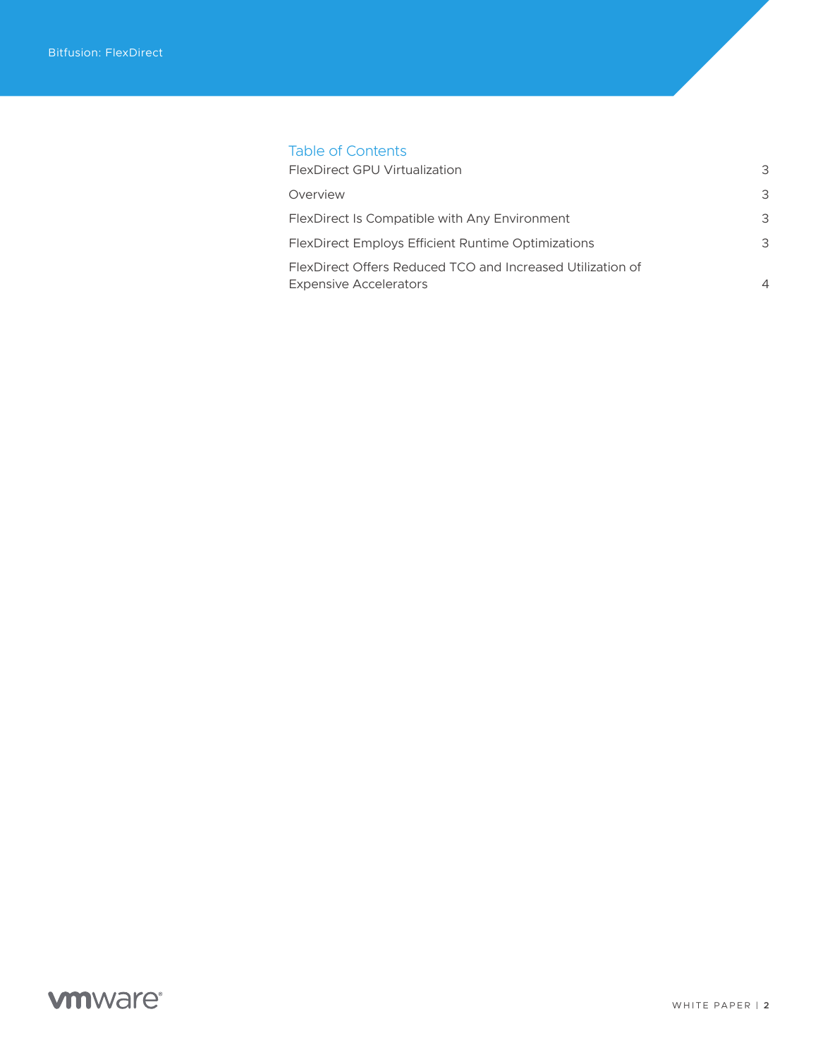## Table of Contents

| | |
|---|---|
| FlexDirect GPU Virtualization | 3 |
| Overview | 3 |
| FlexDirect Is Compatible with Any Environment | 3 |
| FlexDirect Employs Efficient Runtime Optimizations | 3 |
| FlexDirect Offers Reduced TCO and Increased Utilization of Expensive Accelerators | 4 |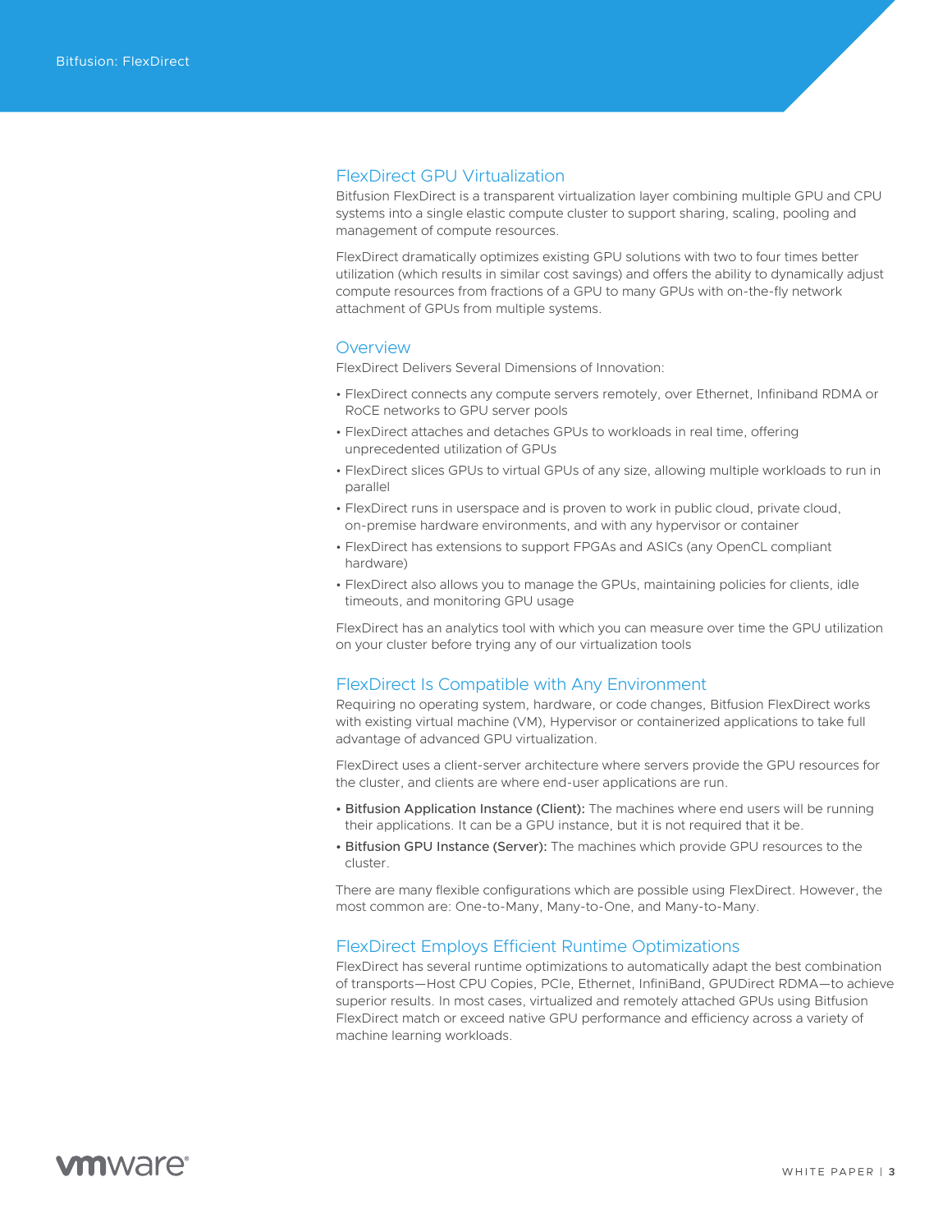## FlexDirect GPU Virtualization

Bitfusion FlexDirect is a transparent virtualization layer combining multiple GPU and CPU systems into a single elastic compute cluster to support sharing, scaling, pooling and management of compute resources.

FlexDirect dramatically optimizes existing GPU solutions with two to four times better utilization (which results in similar cost savings) and offers the ability to dynamically adjust compute resources from fractions of a GPU to many GPUs with on-the-fly network attachment of GPUs from multiple systems.

## Overview

FlexDirect Delivers Several Dimensions of Innovation:

- FlexDirect connects any compute servers remotely, over Ethernet, Infiniband RDMA or RoCE networks to GPU server pools
- FlexDirect attaches and detaches GPUs to workloads in real time, offering unprecedented utilization of GPUs
- FlexDirect slices GPUs to virtual GPUs of any size, allowing multiple workloads to run in parallel
- FlexDirect runs in userspace and is proven to work in public cloud, private cloud, on-premise hardware environments, and with any hypervisor or container
- FlexDirect has extensions to support FPGAs and ASICs (any OpenCL compliant hardware)
- FlexDirect also allows you to manage the GPUs, maintaining policies for clients, idle timeouts, and monitoring GPU usage

FlexDirect has an analytics tool with which you can measure over time the GPU utilization on your cluster before trying any of our virtualization tools

## FlexDirect Is Compatible with Any Environment

Requiring no operating system, hardware, or code changes, Bitfusion FlexDirect works with existing virtual machine (VM), Hypervisor or containerized applications to take full advantage of advanced GPU virtualization.

FlexDirect uses a client-server architecture where servers provide the GPU resources for the cluster, and clients are where end-user applications are run.

- **Bitfusion Application Instance (Client):** The machines where end users will be running their applications. It can be a GPU instance, but it is not required that it be.
- **Bitfusion GPU Instance (Server):** The machines which provide GPU resources to the cluster.

There are many flexible configurations which are possible using FlexDirect. However, the most common are: One-to-Many, Many-to-One, and Many-to-Many.

## FlexDirect Employs Efficient Runtime Optimizations

FlexDirect has several runtime optimizations to automatically adapt the best combination of transports—Host CPU Copies, PCIe, Ethernet, InfiniBand, GPUDirect RDMA—to achieve superior results. In most cases, virtualized and remotely attached GPUs using Bitfusion FlexDirect match or exceed native GPU performance and efficiency across a variety of machine learning workloads.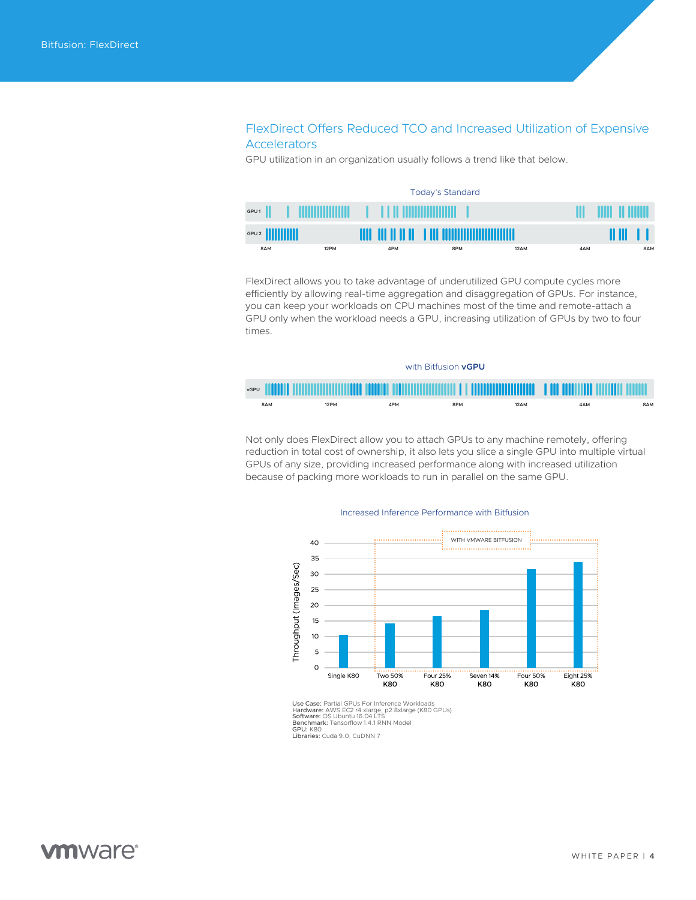## FlexDirect Offers Reduced TCO and Increased Utilization of Expensive Accelerators

GPU utilization in an organization usually follows a trend like that below.

Today's Standard

FlexDirect allows you to take advantage of underutilized GPU compute cycles more efficiently by allowing real-time aggregation and disaggregation of GPUs. For instance, you can keep your workloads on CPU machines most of the time and remote-attach a GPU only when the workload needs a GPU, increasing utilization of GPUs by two to four times.

with Bitfusion **vGPU**

Not only does FlexDirect allow you to attach GPUs to any machine remotely, offering reduction in total cost of ownership, it also lets you slice a single GPU into multiple virtual GPUs of any size, providing increased performance along with increased utilization because of packing more workloads to run in parallel on the same GPU.

Increased Inference Performance with Bitfusion

**Use Case:** Partial GPUs For Inference Workloads
**Hardware:** AWS EC2 r4.xlarge, p2.8xlarge (K80 GPUs)
**Software:** OS Ubuntu 16.04 LTS
**Benchmark:** Tensorflow 1.4.1 RNN Model
**GPU:** K80
**Libraries:** Cuda 9.0, CuDNN 7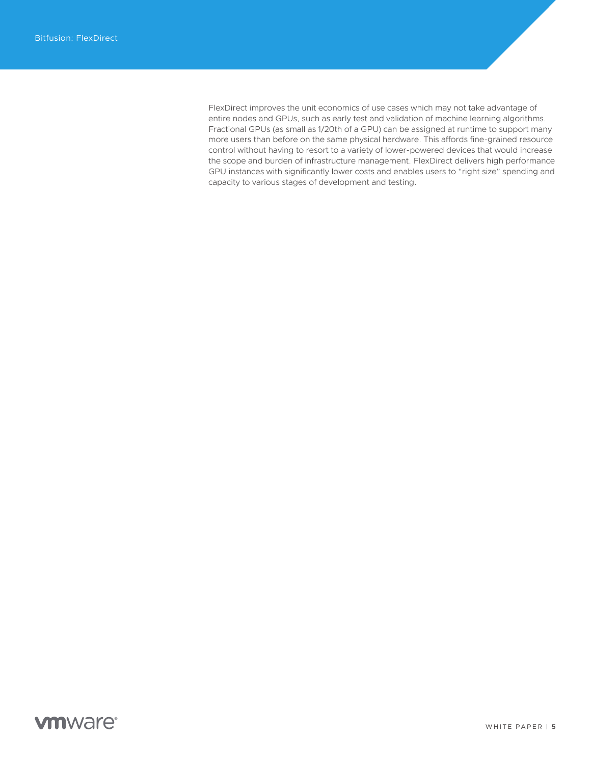FlexDirect improves the unit economics of use cases which may not take advantage of entire nodes and GPUs, such as early test and validation of machine learning algorithms. Fractional GPUs (as small as 1/20th of a GPU) can be assigned at runtime to support many more users than before on the same physical hardware. This affords fine-grained resource control without having to resort to a variety of lower-powered devices that would increase the scope and burden of infrastructure management. FlexDirect delivers high performance GPU instances with significantly lower costs and enables users to "right size" spending and capacity to various stages of development and testing.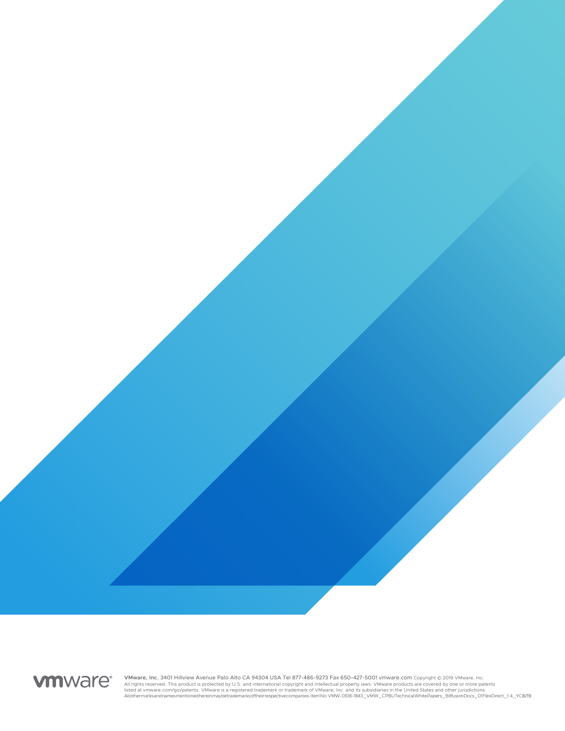**VMware, Inc.** 3401 Hillview Avenue Palo Alto CA 94304 USA Tel 877-486-9273 Fax 650-427-5001 vmware.com Copyright © 2019 VMware, Inc. All rights reserved. This product is protected by U.S. and international copyright and intellectual property laws. VMware products are covered by one or more patents listed at vmware.com/go/patents. VMware is a registered trademark or trademark of VMware, Inc. and its subsidiaries in the United States and other jurisdictions. Allothermarksandnamesmentionedhereinmaybetrademarksoftheirrespectivecompanies.ItemNo:VMW-0518-1843_VMW_CPBUTechnicalWhitePapers_BitfusionDocs_01FlexDirect_1.4_YC8/19